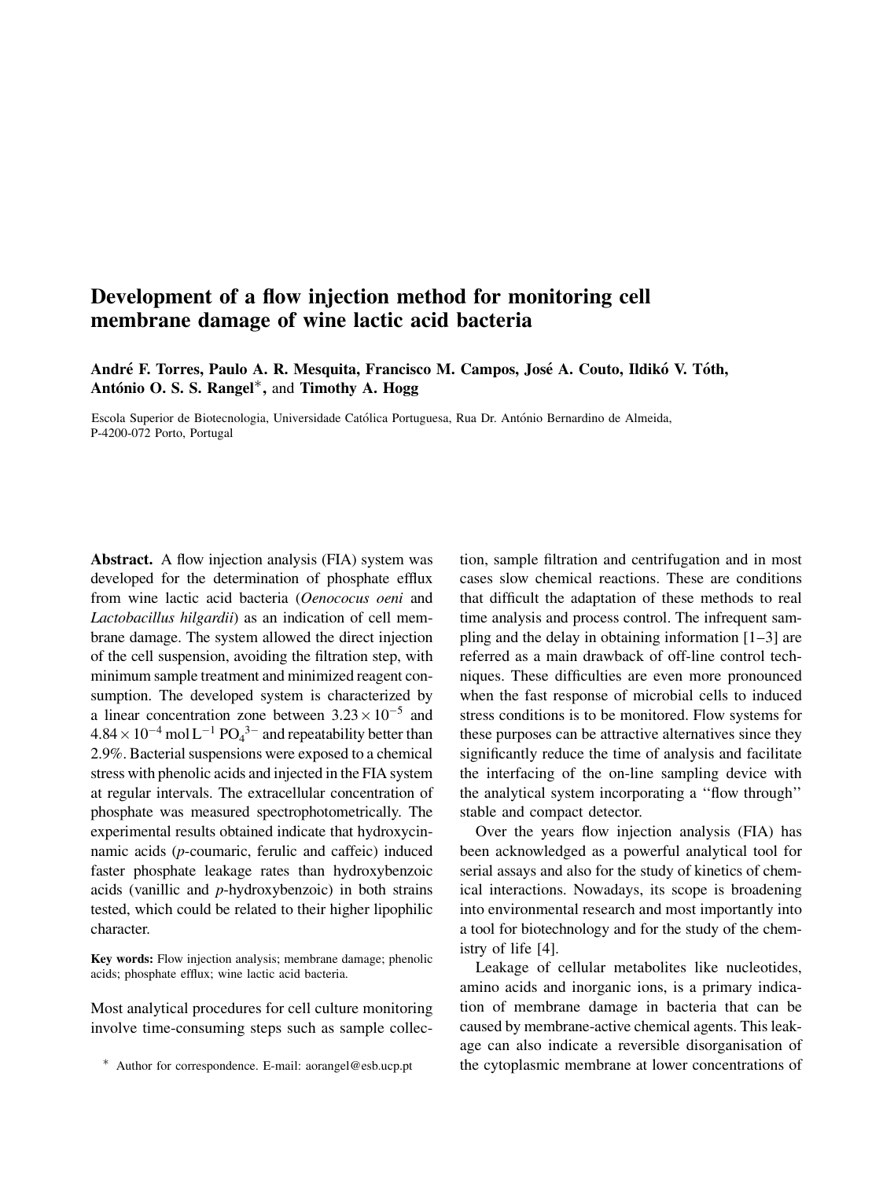# Development of a flow injection method for monitoring cell membrane damage of wine lactic acid bacteria

**André F. Torres, Paulo A. R. Mesquita, Francisco M. Campos, José A. Couto, Ildikó V. Tóth, António O. S. S. Rangel*, and Timothy A. Hogg**

Escola Superior de Biotecnologia, Universidade Católica Portuguesa, Rua Dr. António Bernardino de Almeida, P-4200-072 Porto, Portugal

**Abstract.** A flow injection analysis (FIA) system was developed for the determination of phosphate efflux from wine lactic acid bacteria (*Oenococus oeni* and *Lactobacillus hilgardii*) as an indication of cell membrane damage. The system allowed the direct injection of the cell suspension, avoiding the filtration step, with minimum sample treatment and minimized reagent consumption. The developed system is characterized by a linear concentration zone between $3.23 \times 10^{-5}$ and $4.84 \times 10^{-4}$ mol L$^{-1}$ $PO_4^{3-}$ and repeatability better than 2.9%. Bacterial suspensions were exposed to a chemical stress with phenolic acids and injected in the FIA system at regular intervals. The extracellular concentration of phosphate was measured spectrophotometrically. The experimental results obtained indicate that hydroxycinnamic acids (*p*-coumaric, ferulic and caffeic) induced faster phosphate leakage rates than hydroxybenzoic acids (vanillic and *p*-hydroxybenzoic) in both strains tested, which could be related to their higher lipophilic character.

**Key words:** Flow injection analysis; membrane damage; phenolic acids; phosphate efflux; wine lactic acid bacteria.

Most analytical procedures for cell culture monitoring involve time-consuming steps such as sample collection, sample filtration and centrifugation and in most cases slow chemical reactions. These are conditions that difficult the adaptation of these methods to real time analysis and process control. The infrequent sampling and the delay in obtaining information [1–3] are referred as a main drawback of off-line control techniques. These difficulties are even more pronounced when the fast response of microbial cells to induced stress conditions is to be monitored. Flow systems for these purposes can be attractive alternatives since they significantly reduce the time of analysis and facilitate the interfacing of the on-line sampling device with the analytical system incorporating a ''flow through'' stable and compact detector.

Over the years flow injection analysis (FIA) has been acknowledged as a powerful analytical tool for serial assays and also for the study of kinetics of chemical interactions. Nowadays, its scope is broadening into environmental research and most importantly into a tool for biotechnology and for the study of the chemistry of life [4].

Leakage of cellular metabolites like nucleotides, amino acids and inorganic ions, is a primary indication of membrane damage in bacteria that can be caused by membrane-active chemical agents. This leakage can also indicate a reversible disorganisation of the cytoplasmic membrane at lower concentrations of

* Author for correspondence. E-mail: aorangel@esb.ucp.pt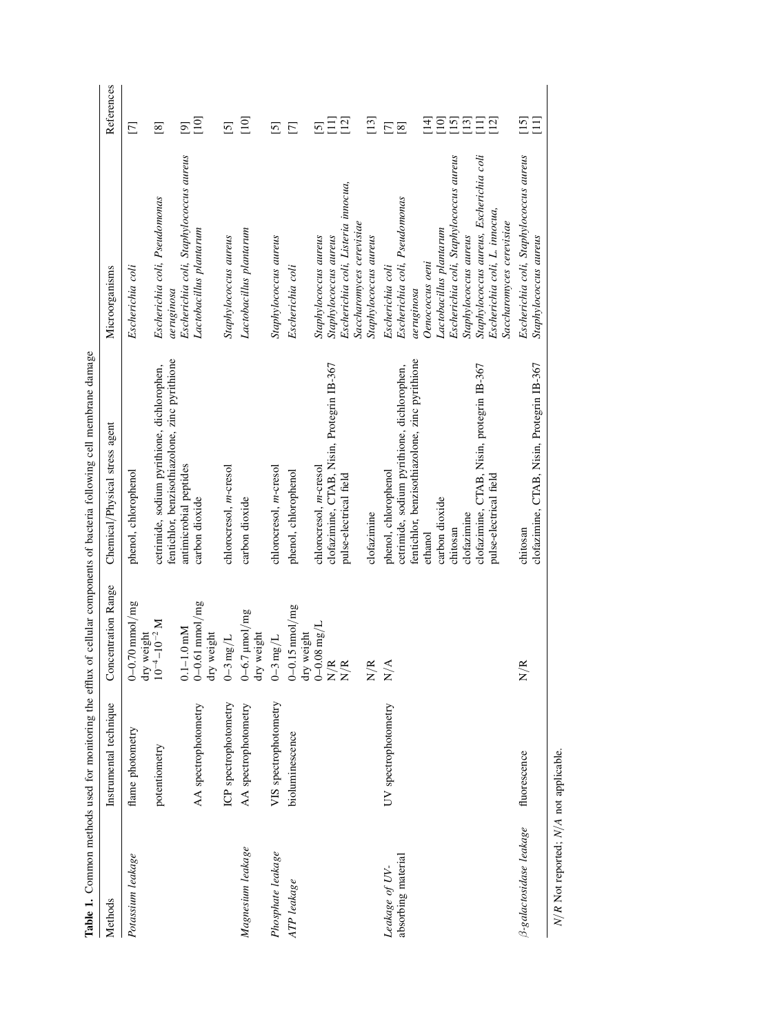**Table 1.** Common methods used for monitoring the efflux of cellular components of bacteria following cell membrane damage

| Methods | Instrumental technique | Concentration Range | Chemical/Physical stress agent | Microorganisms | References |
|---|---|---|---|---|---|
| *Potassium leakage* | flame photometry | 0–0.70 mmol/mg dry weight | phenol, chlorophenol | *Escherichia coli* | [7] |
| | potentiometry | $10^{-4}$–$10^{-2}$ M | cetrimide, sodium pyrithione, dichlorophen, fentichlor, benzisothiazolone, zinc pyrithione | *Escherichia coli, Pseudomonas aeruginosa* | [8] |
| | | 0.1–1.0 mM | antimicrobial peptides | *Escherichia coli, Staphylococcus aureus* | [9] |
| | AA spectrophotometry | 0–0.61 mmol/mg dry weight | carbon dioxide | *Lactobacillus plantarum* | [10] |
| | ICP spectrophotometry | 0–3 mg/L | chlorocresol, *m*-cresol | *Staphylococcus aureus* | [5] |
| *Magnesium leakage* | AA spectrophotometry | 0–6.7 μmol/mg dry weight | carbon dioxide | *Lactobacillus plantarum* | [10] |
| *Phosphate leakage* | VIS spectrophotometry | 0–3 mg/L | chlorocresol, *m*-cresol | *Staphylococcus aureus* | [5] |
| *ATP leakage* | bioluminescence | 0–0.15 nmol/mg dry weight | phenol, chlorophenol | *Escherichia coli* | [7] |
| | | 0–0.08 mg/L | chlorocresol, *m*-cresol | *Staphylococcus aureus* | [5] |
| | | N/R | clofazimine, CTAB, Nisin, Protegrin IB-367 | *Staphylococcus aureus* | [11] |
| | | N/R | pulse-electrical field | *Escherichia coli, Listeria innocua, Saccharomyces cerevisiae* | [12] |
| | | N/R | clofazimine | *Staphylococcus aureus* | [13] |
| *Leakage of UV-absorbing material* | UV spectrophotometry | N/A | phenol, chlorophenol | *Escherichia coli* | [7] |
| | | | cetrimide, sodium pyrithione, dichlorophen, fentichlor, benzisothiazolone, zinc pyrithione | *Escherichia coli, Pseudomonas aeruginosa* | [8] |
| | | | ethanol | *Oenococus oeni* | [14] |
| | | | carbon dioxide | *Lactobacillus plantarum* | [10] |
| | | | chitosan | *Escherichia coli, Staphylococcus aureus* | [15] |
| | | | clofazimine | *Staphylococcus aureus* | [13] |
| | | | clofazimine, CTAB, Nisin, protegrin IB-367 | *Staphylococcus aureus, Escherichia coli* | [11] |
| | | | pulse-electrical field | *Escherichia coli, L. innocua, Saccharomyces cerevisiae* | [12] |
| *β-galactosidase leakage* | fluorescence | N/R | chitosan | *Escherichia coli, Staphylococcus aureus* | [15] |
| | | | clofazimine, CTAB, Nisin, Protegrin IB-367 | *Staphylococcus aureus* | [11] |

*N/R* Not reported; *N/A* not applicable.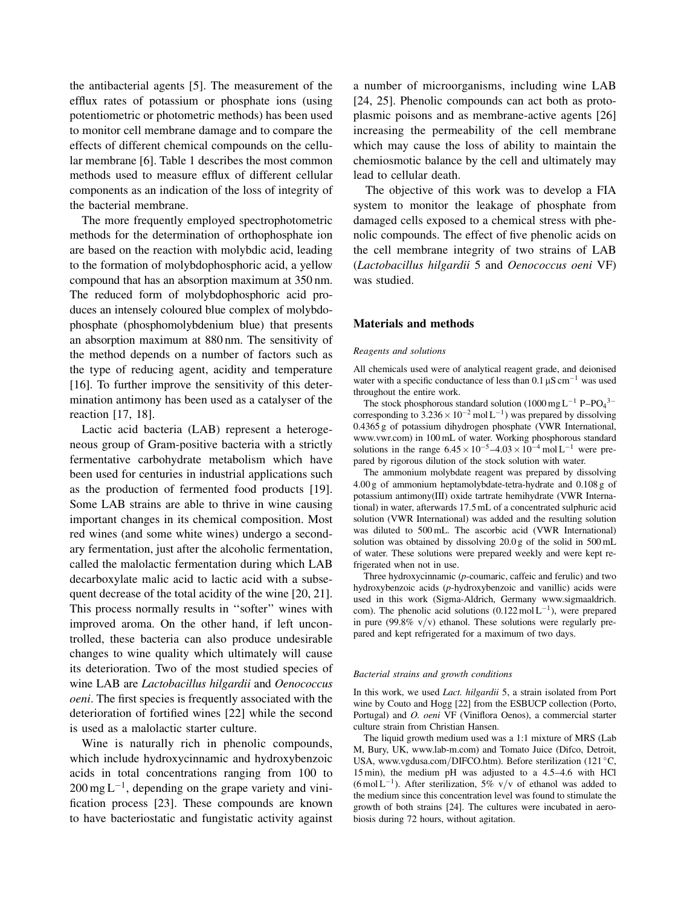the antibacterial agents [5]. The measurement of the efflux rates of potassium or phosphate ions (using potentiometric or photometric methods) has been used to monitor cell membrane damage and to compare the effects of different chemical compounds on the cellular membrane [6]. Table 1 describes the most common methods used to measure efflux of different cellular components as an indication of the loss of integrity of the bacterial membrane.

The more frequently employed spectrophotometric methods for the determination of orthophosphate ion are based on the reaction with molybdic acid, leading to the formation of molybdophosphoric acid, a yellow compound that has an absorption maximum at 350 nm. The reduced form of molybdophosphoric acid produces an intensely coloured blue complex of molybdophosphate (phosphomolybdenium blue) that presents an absorption maximum at 880 nm. The sensitivity of the method depends on a number of factors such as the type of reducing agent, acidity and temperature [16]. To further improve the sensitivity of this determination antimony has been used as a catalyser of the reaction [17, 18].

Lactic acid bacteria (LAB) represent a heterogeneous group of Gram-positive bacteria with a strictly fermentative carbohydrate metabolism which have been used for centuries in industrial applications such as the production of fermented food products [19]. Some LAB strains are able to thrive in wine causing important changes in its chemical composition. Most red wines (and some white wines) undergo a secondary fermentation, just after the alcoholic fermentation, called the malolactic fermentation during which LAB decarboxylate malic acid to lactic acid with a subsequent decrease of the total acidity of the wine [20, 21]. This process normally results in ''softer'' wines with improved aroma. On the other hand, if left uncontrolled, these bacteria can also produce undesirable changes to wine quality which ultimately will cause its deterioration. Two of the most studied species of wine LAB are *Lactobacillus hilgardii* and *Oenococcus oeni*. The first species is frequently associated with the deterioration of fortified wines [22] while the second is used as a malolactic starter culture.

Wine is naturally rich in phenolic compounds, which include hydroxycinnamic and hydroxybenzoic acids in total concentrations ranging from 100 to 200 mg $L^{-1}$, depending on the grape variety and vinification process [23]. These compounds are known to have bacteriostatic and fungistatic activity against a number of microorganisms, including wine LAB [24, 25]. Phenolic compounds can act both as protoplasmic poisons and as membrane-active agents [26] increasing the permeability of the cell membrane which may cause the loss of ability to maintain the chemiosmotic balance by the cell and ultimately may lead to cellular death.

The objective of this work was to develop a FIA system to monitor the leakage of phosphate from damaged cells exposed to a chemical stress with phenolic compounds. The effect of five phenolic acids on the cell membrane integrity of two strains of LAB (*Lactobacillus hilgardii* 5 and *Oenococcus oeni* VF) was studied.

## Materials and methods

### *Reagents and solutions*

All chemicals used were of analytical reagent grade, and deionised water with a specific conductance of less than 0.1 µS $cm^{-1}$ was used throughout the entire work.

The stock phosphorous standard solution (1000 mg $L^{-1}$ P–$PO_4^{3-}$ corresponding to $3.236 \times 10^{-2}$ mol $L^{-1}$) was prepared by dissolving 0.4365 g of potassium dihydrogen phosphate (VWR International, www.vwr.com) in 100 mL of water. Working phosphorous standard solutions in the range $6.45 \times 10^{-5}$–$4.03 \times 10^{-4}$ mol $L^{-1}$ were prepared by rigorous dilution of the stock solution with water.

The ammonium molybdate reagent was prepared by dissolving 4.00 g of ammonium heptamolybdate-tetra-hydrate and 0.108 g of potassium antimony(III) oxide tartrate hemihydrate (VWR International) in water, afterwards 17.5 mL of a concentrated sulphuric acid solution (VWR International) was added and the resulting solution was diluted to 500 mL. The ascorbic acid (VWR International) solution was obtained by dissolving 20.0 g of the solid in 500 mL of water. These solutions were prepared weekly and were kept refrigerated when not in use.

Three hydroxycinnamic (*p*-coumaric, caffeic and ferulic) and two hydroxybenzoic acids (*p*-hydroxybenzoic and vanillic) acids were used in this work (Sigma-Aldrich, Germany www.sigmaaldrich.com). The phenolic acid solutions (0.122 mol $L^{-1}$), were prepared in pure (99.8% v/v) ethanol. These solutions were regularly prepared and kept refrigerated for a maximum of two days.

### *Bacterial strains and growth conditions*

In this work, we used *Lact. hilgardii* 5, a strain isolated from Port wine by Couto and Hogg [22] from the ESBUCP collection (Porto, Portugal) and *O. oeni* VF (Viniflora Oenos), a commercial starter culture strain from Christian Hansen.

The liquid growth medium used was a 1:1 mixture of MRS (Lab M, Bury, UK, www.lab-m.com) and Tomato Juice (Difco, Detroit, USA, www.vgdusa.com/DIFCO.htm). Before sterilization (121 °C, 15 min), the medium pH was adjusted to a 4.5–4.6 with HCl (6 mol $L^{-1}$). After sterilization, 5% v/v of ethanol was added to the medium since this concentration level was found to stimulate the growth of both strains [24]. The cultures were incubated in aerobiosis during 72 hours, without agitation.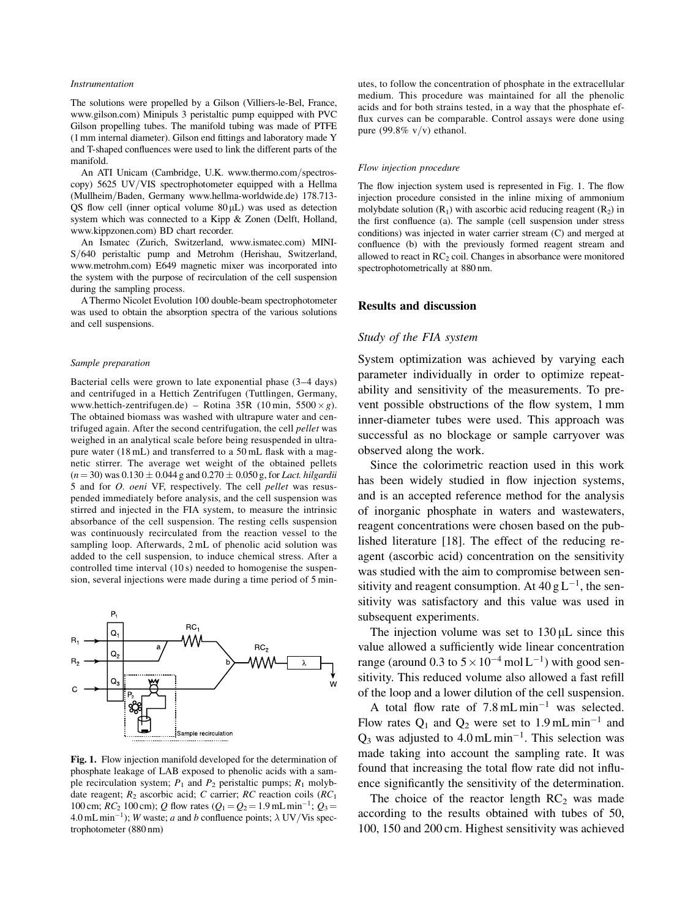### *Instrumentation*

The solutions were propelled by a Gilson (Villiers-le-Bel, France, www.gilson.com) Minipuls 3 peristaltic pump equipped with PVC Gilson propelling tubes. The manifold tubing was made of PTFE (1 mm internal diameter). Gilson end fittings and laboratory made Y and T-shaped confluences were used to link the different parts of the manifold.

An ATI Unicam (Cambridge, U.K. www.thermo.com/spectroscopy) 5625 UV/VIS spectrophotometer equipped with a Hellma (Mullheim/Baden, Germany www.hellma-worldwide.de) 178.713-QS flow cell (inner optical volume 80 μL) was used as detection system which was connected to a Kipp & Zonen (Delft, Holland, www.kippzonen.com) BD chart recorder.

An Ismatec (Zurich, Switzerland, www.ismatec.com) MINI-S/640 peristaltic pump and Metrohm (Herishau, Switzerland, www.metrohm.com) E649 magnetic mixer was incorporated into the system with the purpose of recirculation of the cell suspension during the sampling process.

A Thermo Nicolet Evolution 100 double-beam spectrophotometer was used to obtain the absorption spectra of the various solutions and cell suspensions.

### *Sample preparation*

Bacterial cells were grown to late exponential phase (3–4 days) and centrifuged in a Hettich Zentrifugen (Tuttlingen, Germany, www.hettich-zentrifugen.de) – Rotina 35R (10 min, $5500 \times g$). The obtained biomass was washed with ultrapure water and centrifuged again. After the second centrifugation, the cell *pellet* was weighed in an analytical scale before being resuspended in ultrapure water (18 mL) and transferred to a 50 mL flask with a magnetic stirrer. The average wet weight of the obtained pellets ($n = 30$) was $0.130 \pm 0.044$ g and $0.270 \pm 0.050$ g, for *Lact. hilgardii* 5 and for *O. oeni* VF, respectively. The cell *pellet* was resuspended immediately before analysis, and the cell suspension was stirred and injected in the FIA system, to measure the intrinsic absorbance of the cell suspension. The resting cells suspension was continuously recirculated from the reaction vessel to the sampling loop. Afterwards, 2 mL of phenolic acid solution was added to the cell suspension, to induce chemical stress. After a controlled time interval (10 s) needed to homogenise the suspension, several injections were made during a time period of 5 minutes, to follow the concentration of phosphate in the extracellular medium. This procedure was maintained for all the phenolic acids and for both strains tested, in a way that the phosphate efflux curves can be comparable. Control assays were done using pure (99.8% v/v) ethanol.

**Fig. 1.** Flow injection manifold developed for the determination of phosphate leakage of LAB exposed to phenolic acids with a sample recirculation system; $P_1$ and $P_2$ peristaltic pumps; $R_1$ molybdate reagent; $R_2$ ascorbic acid; $C$ carrier; $RC$ reaction coils ($RC_1$ 100 cm; $RC_2$ 100 cm); $Q$ flow rates ($Q_1 = Q_2 = 1.9\ \mathrm{mL\,min^{-1}}$; $Q_3 = 4.0\ \mathrm{mL\,min^{-1}}$); $W$ waste; $a$ and $b$ confluence points; $\lambda$ UV/Vis spectrophotometer (880 nm)

### *Flow injection procedure*

The flow injection system used is represented in Fig. 1. The flow injection procedure consisted in the inline mixing of ammonium molybdate solution ($R_1$) with ascorbic acid reducing reagent ($R_2$) in the first confluence (a). The sample (cell suspension under stress conditions) was injected in water carrier stream (C) and merged at confluence (b) with the previously formed reagent stream and allowed to react in $RC_2$ coil. Changes in absorbance were monitored spectrophotometrically at 880 nm.

## Results and discussion

### *Study of the FIA system*

System optimization was achieved by varying each parameter individually in order to optimize repeatability and sensitivity of the measurements. To prevent possible obstructions of the flow system, 1 mm inner-diameter tubes were used. This approach was successful as no blockage or sample carryover was observed along the work.

Since the colorimetric reaction used in this work has been widely studied in flow injection systems, and is an accepted reference method for the analysis of inorganic phosphate in waters and wastewaters, reagent concentrations were chosen based on the published literature [18]. The effect of the reducing reagent (ascorbic acid) concentration on the sensitivity was studied with the aim to compromise between sensitivity and reagent consumption. At $40\ \mathrm{g\,L^{-1}}$, the sensitivity was satisfactory and this value was used in subsequent experiments.

The injection volume was set to 130 μL since this value allowed a sufficiently wide linear concentration range (around 0.3 to $5 \times 10^{-4}\ \mathrm{mol\,L^{-1}}$) with good sensitivity. This reduced volume also allowed a fast refill of the loop and a lower dilution of the cell suspension.

A total flow rate of $7.8\ \mathrm{mL\,min^{-1}}$ was selected. Flow rates $Q_1$ and $Q_2$ were set to $1.9\ \mathrm{mL\,min^{-1}}$ and $Q_3$ was adjusted to $4.0\ \mathrm{mL\,min^{-1}}$. This selection was made taking into account the sampling rate. It was found that increasing the total flow rate did not influence significantly the sensitivity of the determination.

The choice of the reactor length $RC_2$ was made according to the results obtained with tubes of 50, 100, 150 and 200 cm. Highest sensitivity was achieved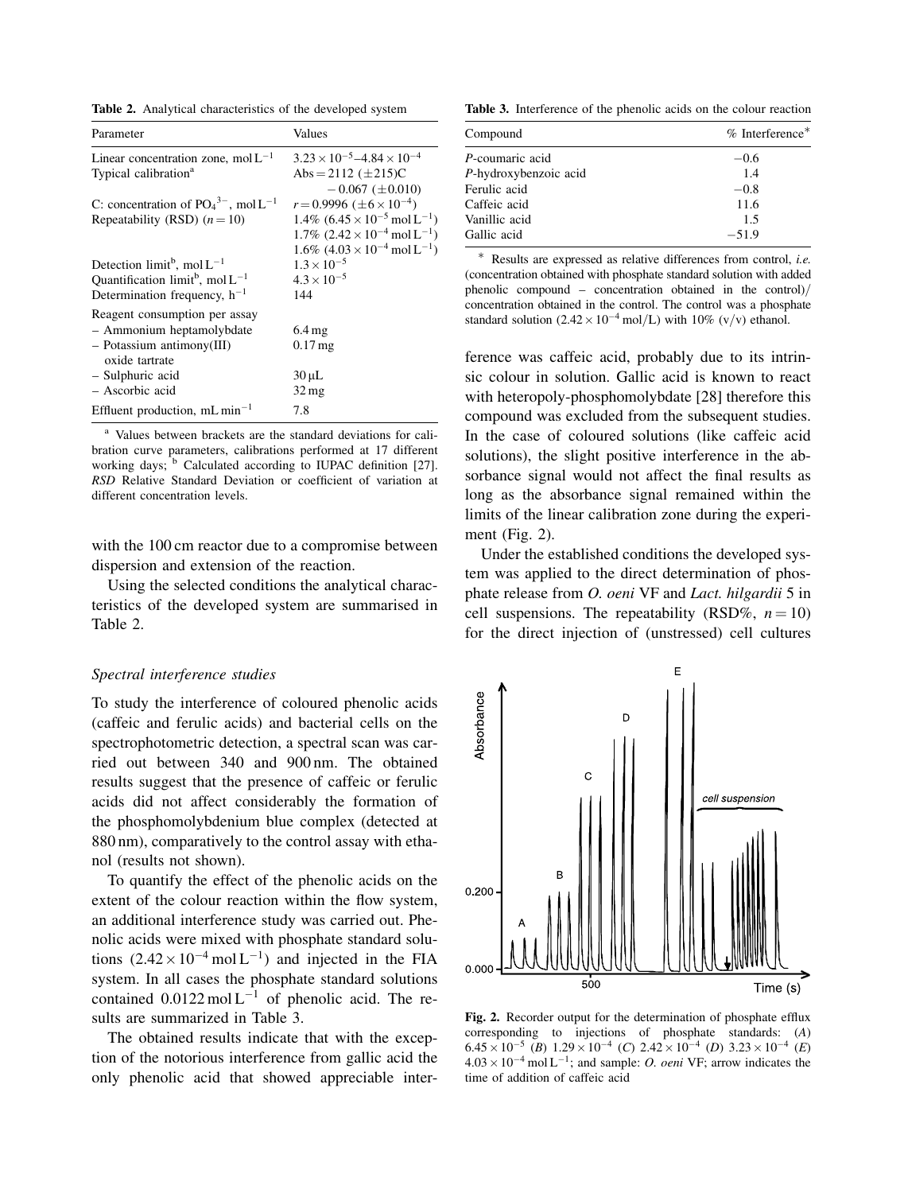**Table 2.** Analytical characteristics of the developed system

| Parameter | Values |
|---|---|
| Linear concentration zone, $mol\,L^{-1}$ | $3.23 \times 10^{-5}$–$4.84 \times 10^{-4}$ |
| Typical calibration[a] | Abs = 2112 ($\pm$215)C − 0.067 ($\pm$0.010) |
| C: concentration of $PO_4^{3-}$, $mol\,L^{-1}$ | $r = 0.9996$ ($\pm 6 \times 10^{-4}$) |
| Repeatability (RSD) ($n = 10$) | 1.4% ($6.45 \times 10^{-5}\,mol\,L^{-1}$) 1.7% ($2.42 \times 10^{-4}\,mol\,L^{-1}$) 1.6% ($4.03 \times 10^{-4}\,mol\,L^{-1}$) |
| Detection limit[b], $mol\,L^{-1}$ | $1.3 \times 10^{-5}$ |
| Quantification limit[b], $mol\,L^{-1}$ | $4.3 \times 10^{-5}$ |
| Determination frequency, $h^{-1}$ | 144 |
| Reagent consumption per assay | |
| – Ammonium heptamolybdate | 6.4 mg |
| – Potassium antimony(III) oxide tartrate | 0.17 mg |
| – Sulphuric acid | 30 µL |
| – Ascorbic acid | 32 mg |
| Effluent production, $mL\,min^{-1}$ | 7.8 |

[a] Values between brackets are the standard deviations for calibration curve parameters, calibrations performed at 17 different working days; [b] Calculated according to IUPAC definition [27]. *RSD* Relative Standard Deviation or coefficient of variation at different concentration levels.

with the 100 cm reactor due to a compromise between dispersion and extension of the reaction.

Using the selected conditions the analytical characteristics of the developed system are summarised in Table 2.

### *Spectral interference studies*

To study the interference of coloured phenolic acids (caffeic and ferulic acids) and bacterial cells on the spectrophotometric detection, a spectral scan was carried out between 340 and 900 nm. The obtained results suggest that the presence of caffeic or ferulic acids did not affect considerably the formation of the phosphomolybdenum blue complex (detected at 880 nm), comparatively to the control assay with ethanol (results not shown).

To quantify the effect of the phenolic acids on the extent of the colour reaction within the flow system, an additional interference study was carried out. Phenolic acids were mixed with phosphate standard solutions ($2.42 \times 10^{-4}\,mol\,L^{-1}$) and injected in the FIA system. In all cases the phosphate standard solutions contained $0.0122\,mol\,L^{-1}$ of phenolic acid. The results are summarized in Table 3.

The obtained results indicate that with the exception of the notorious interference from gallic acid the only phenolic acid that showed appreciable interference was caffeic acid, probably due to its intrinsic colour in solution. Gallic acid is known to react with heteropoly-phosphomolybdate [28] therefore this compound was excluded from the subsequent studies. In the case of coloured solutions (like caffeic acid solutions), the slight positive interference in the absorbance signal would not affect the final results as long as the absorbance signal remained within the limits of the linear calibration zone during the experiment (Fig. 2).

**Table 3.** Interference of the phenolic acids on the colour reaction

| Compound | % Interference* |
|---|---|
| *P*-coumaric acid | −0.6 |
| *P*-hydroxybenzoic acid | 1.4 |
| Ferulic acid | −0.8 |
| Caffeic acid | 11.6 |
| Vanillic acid | 1.5 |
| Gallic acid | −51.9 |

* Results are expressed as relative differences from control, *i.e.* (concentration obtained with phosphate standard solution with added phenolic compound – concentration obtained in the control)/concentration obtained in the control. The control was a phosphate standard solution ($2.42 \times 10^{-4}$ mol/L) with 10% (v/v) ethanol.

Under the established conditions the developed system was applied to the direct determination of phosphate release from *O. oeni* VF and *Lact. hilgardii* 5 in cell suspensions. The repeatability (RSD%, $n = 10$) for the direct injection of (unstressed) cell cultures

**Fig. 2.** Recorder output for the determination of phosphate efflux corresponding to injections of phosphate standards: (*A*) $6.45 \times 10^{-5}$ (*B*) $1.29 \times 10^{-4}$ (*C*) $2.42 \times 10^{-4}$ (*D*) $3.23 \times 10^{-4}$ (*E*) $4.03 \times 10^{-4}\,mol\,L^{-1}$; and sample: *O. oeni* VF; arrow indicates the time of addition of caffeic acid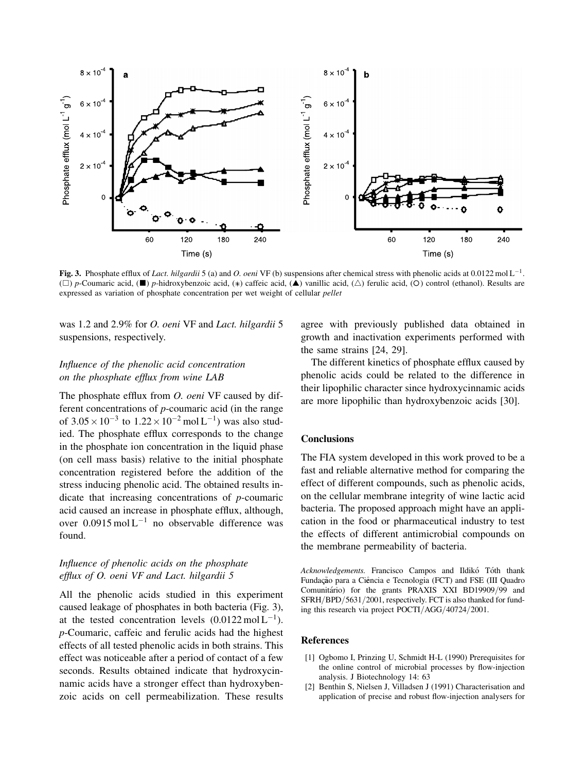**Fig. 3.** Phosphate efflux of *Lact. hilgardii* 5 (a) and *O. oeni* VF (b) suspensions after chemical stress with phenolic acids at $0.0122\,\mathrm{mol\,L^{-1}}$. (□) *p*-Coumaric acid, (■) *p*-hidroxybenzoic acid, (∗) caffeic acid, (▲) vanillic acid, (△) ferulic acid, (○) control (ethanol). Results are expressed as variation of phosphate concentration per wet weight of cellular *pellet*

was 1.2 and 2.9% for *O. oeni* VF and *Lact. hilgardii* 5 suspensions, respectively.

### *Influence of the phenolic acid concentration on the phosphate efflux from wine LAB*

The phosphate efflux from *O. oeni* VF caused by different concentrations of *p*-coumaric acid (in the range of $3.05 \times 10^{-3}$ to $1.22 \times 10^{-2}\,\mathrm{mol\,L^{-1}}$) was also studied. The phosphate efflux corresponds to the change in the phosphate ion concentration in the liquid phase (on cell mass basis) relative to the initial phosphate concentration registered before the addition of the stress inducing phenolic acid. The obtained results indicate that increasing concentrations of *p*-coumaric acid caused an increase in phosphate efflux, although, over $0.0915\,\mathrm{mol\,L^{-1}}$ no observable difference was found.

### *Influence of phenolic acids on the phosphate efflux of O. oeni VF and Lact. hilgardii 5*

All the phenolic acids studied in this experiment caused leakage of phosphates in both bacteria (Fig. 3), at the tested concentration levels ($0.0122\,\mathrm{mol\,L^{-1}}$). *p*-Coumaric, caffeic and ferulic acids had the highest effects of all tested phenolic acids in both strains. This effect was noticeable after a period of contact of a few seconds. Results obtained indicate that hydroxycinnamic acids have a stronger effect than hydroxybenzoic acids on cell permeabilization. These results agree with previously published data obtained in growth and inactivation experiments performed with the same strains [24, 29].

The different kinetics of phosphate efflux caused by phenolic acids could be related to the difference in their lipophilic character since hydroxycinnamic acids are more lipophilic than hydroxybenzoic acids [30].

## Conclusions

The FIA system developed in this work proved to be a fast and reliable alternative method for comparing the effect of different compounds, such as phenolic acids, on the cellular membrane integrity of wine lactic acid bacteria. The proposed approach might have an application in the food or pharmaceutical industry to test the effects of different antimicrobial compounds on the membrane permeability of bacteria.

*Acknowledgements.* Francisco Campos and Ildikó Tóth thank Fundação para a Ciência e Tecnologia (FCT) and FSE (III Quadro Comunitário) for the grants PRAXIS XXI BD19909/99 and SFRH/BPD/5631/2001, respectively. FCT is also thanked for funding this research via project POCTI/AGG/40724/2001.

## References

[1] Ogbomo I, Prinzing U, Schmidt H-L (1990) Prerequisites for the online control of microbial processes by flow-injection analysis. J Biotechnology 14: 63

[2] Benthin S, Nielsen J, Villadsen J (1991) Characterisation and application of precise and robust flow-injection analysers for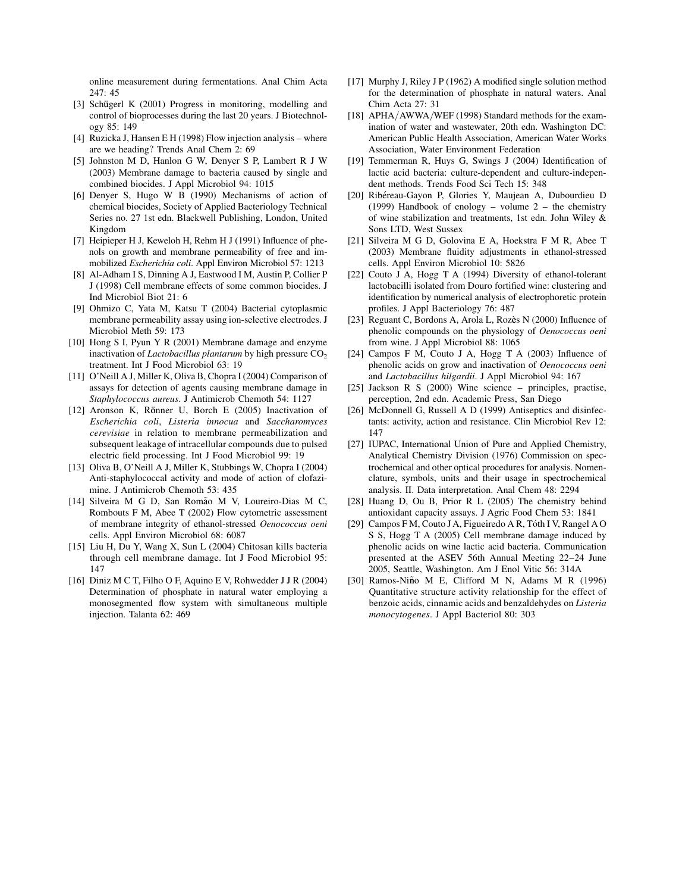online measurement during fermentations. Anal Chim Acta 247: 45

[3] Schügerl K (2001) Progress in monitoring, modelling and control of bioprocesses during the last 20 years. J Biotechnology 85: 149

[4] Ruzicka J, Hansen E H (1998) Flow injection analysis – where are we heading? Trends Anal Chem 2: 69

[5] Johnston M D, Hanlon G W, Denyer S P, Lambert R J W (2003) Membrane damage to bacteria caused by single and combined biocides. J Appl Microbiol 94: 1015

[6] Denyer S, Hugo W B (1990) Mechanisms of action of chemical biocides, Society of Applied Bacteriology Technical Series no. 27 1st edn. Blackwell Publishing, London, United Kingdom

[7] Heipieper H J, Keweloh H, Rehm H J (1991) Influence of phenols on growth and membrane permeability of free and immobilized *Escherichia coli*. Appl Environ Microbiol 57: 1213

[8] Al-Adham I S, Dinning A J, Eastwood I M, Austin P, Collier P J (1998) Cell membrane effects of some common biocides. J Ind Microbiol Biot 21: 6

[9] Ohmizo C, Yata M, Katsu T (2004) Bacterial cytoplasmic membrane permeability assay using ion-selective electrodes. J Microbiol Meth 59: 173

[10] Hong S I, Pyun Y R (2001) Membrane damage and enzyme inactivation of *Lactobacillus plantarum* by high pressure $CO_2$ treatment. Int J Food Microbiol 63: 19

[11] O'Neill A J, Miller K, Oliva B, Chopra I (2004) Comparison of assays for detection of agents causing membrane damage in *Staphylococcus aureus*. J Antimicrob Chemoth 54: 1127

[12] Aronson K, Rönner U, Borch E (2005) Inactivation of *Escherichia coli*, *Listeria innocua* and *Saccharomyces cerevisiae* in relation to membrane permeabilization and subsequent leakage of intracellular compounds due to pulsed electric field processing. Int J Food Microbiol 99: 19

[13] Oliva B, O'Neill A J, Miller K, Stubbings W, Chopra I (2004) Anti-staphylococcal activity and mode of action of clofazimine. J Antimicrob Chemoth 53: 435

[14] Silveira M G D, San Romão M V, Loureiro-Dias M C, Rombouts F M, Abee T (2002) Flow cytometric assessment of membrane integrity of ethanol-stressed *Oenococcus oeni* cells. Appl Environ Microbiol 68: 6087

[15] Liu H, Du Y, Wang X, Sun L (2004) Chitosan kills bacteria through cell membrane damage. Int J Food Microbiol 95: 147

[16] Diniz M C T, Filho O F, Aquino E V, Rohwedder J J R (2004) Determination of phosphate in natural water employing a monosegmented flow system with simultaneous multiple injection. Talanta 62: 469

[17] Murphy J, Riley J P (1962) A modified single solution method for the determination of phosphate in natural waters. Anal Chim Acta 27: 31

[18] APHA/AWWA/WEF (1998) Standard methods for the examination of water and wastewater, 20th edn. Washington DC: American Public Health Association, American Water Works Association, Water Environment Federation

[19] Temmerman R, Huys G, Swings J (2004) Identification of lactic acid bacteria: culture-dependent and culture-independent methods. Trends Food Sci Tech 15: 348

[20] Ribéreau-Gayon P, Glories Y, Maujean A, Dubourdieu D (1999) Handbook of enology – volume 2 – the chemistry of wine stabilization and treatments, 1st edn. John Wiley & Sons LTD, West Sussex

[21] Silveira M G D, Golovina E A, Hoekstra F M R, Abee T (2003) Membrane fluidity adjustments in ethanol-stressed cells. Appl Environ Microbiol 10: 5826

[22] Couto J A, Hogg T A (1994) Diversity of ethanol-tolerant lactobacilli isolated from Douro fortified wine: clustering and identification by numerical analysis of electrophoretic protein profiles. J Appl Bacteriology 76: 487

[23] Reguant C, Bordons A, Arola L, Rozès N (2000) Influence of phenolic compounds on the physiology of *Oenococcus oeni* from wine. J Appl Microbiol 88: 1065

[24] Campos F M, Couto J A, Hogg T A (2003) Influence of phenolic acids on grow and inactivation of *Oenococcus oeni* and *Lactobacillus hilgardii*. J Appl Microbiol 94: 167

[25] Jackson R S (2000) Wine science – principles, practise, perception, 2nd edn. Academic Press, San Diego

[26] McDonnell G, Russell A D (1999) Antiseptics and disinfectants: activity, action and resistance. Clin Microbiol Rev 12: 147

[27] IUPAC, International Union of Pure and Applied Chemistry, Analytical Chemistry Division (1976) Commission on spectrochemical and other optical procedures for analysis. Nomenclature, symbols, units and their usage in spectrochemical analysis. II. Data interpretation. Anal Chem 48: 2294

[28] Huang D, Ou B, Prior R L (2005) The chemistry behind antioxidant capacity assays. J Agric Food Chem 53: 1841

[29] Campos F M, Couto J A, Figueiredo A R, Tóth I V, Rangel A O S S, Hogg T A (2005) Cell membrane damage induced by phenolic acids on wine lactic acid bacteria. Communication presented at the ASEV 56th Annual Meeting 22–24 June 2005, Seattle, Washington. Am J Enol Vitic 56: 314A

[30] Ramos-Niño M E, Clifford M N, Adams M R (1996) Quantitative structure activity relationship for the effect of benzoic acids, cinnamic acids and benzaldehydes on *Listeria monocytogenes*. J Appl Bacteriol 80: 303